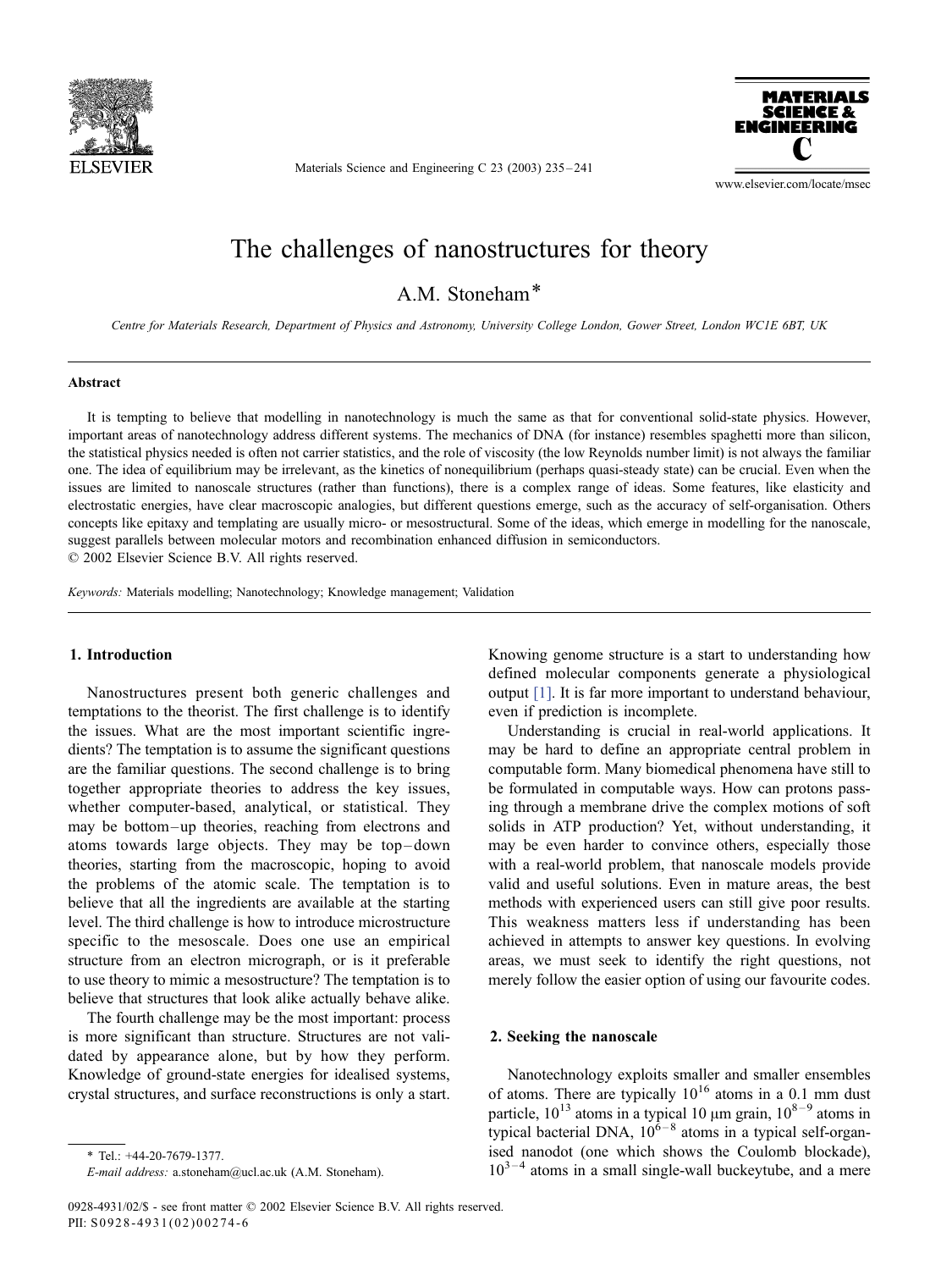# The challenges of nanostructures for theory

A.M. Stoneham*

*Centre for Materials Research, Department of Physics and Astronomy, University College London, Gower Street, London WC1E 6BT, UK*

## Abstract

It is tempting to believe that modelling in nanotechnology is much the same as that for conventional solid-state physics. However, important areas of nanotechnology address different systems. The mechanics of DNA (for instance) resembles spaghetti more than silicon, the statistical physics needed is often not carrier statistics, and the role of viscosity (the low Reynolds number limit) is not always the familiar one. The idea of equilibrium may be irrelevant, as the kinetics of nonequilibrium (perhaps quasi-steady state) can be crucial. Even when the issues are limited to nanoscale structures (rather than functions), there is a complex range of ideas. Some features, like elasticity and electrostatic energies, have clear macroscopic analogies, but different questions emerge, such as the accuracy of self-organisation. Others concepts like epitaxy and templating are usually micro- or mesostructural. Some of the ideas, which emerge in modelling for the nanoscale, suggest parallels between molecular motors and recombination enhanced diffusion in semiconductors.

© 2002 Elsevier Science B.V. All rights reserved.

*Keywords:* Materials modelling; Nanotechnology; Knowledge management; Validation

## 1. Introduction

Nanostructures present both generic challenges and temptations to the theorist. The first challenge is to identify the issues. What are the most important scientific ingredients? The temptation is to assume the significant questions are the familiar questions. The second challenge is to bring together appropriate theories to address the key issues, whether computer-based, analytical, or statistical. They may be bottom–up theories, reaching from electrons and atoms towards large objects. They may be top–down theories, starting from the macroscopic, hoping to avoid the problems of the atomic scale. The temptation is to believe that all the ingredients are available at the starting level. The third challenge is how to introduce microstructure specific to the mesoscale. Does one use an empirical structure from an electron micrograph, or is it preferable to use theory to mimic a mesostructure? The temptation is to believe that structures that look alike actually behave alike.

The fourth challenge may be the most important: process is more significant than structure. Structures are not validated by appearance alone, but by how they perform. Knowledge of ground-state energies for idealised systems, crystal structures, and surface reconstructions is only a start. Knowing genome structure is a start to understanding how defined molecular components generate a physiological output [1]. It is far more important to understand behaviour, even if prediction is incomplete.

Understanding is crucial in real-world applications. It may be hard to define an appropriate central problem in computable form. Many biomedical phenomena have still to be formulated in computable ways. How can protons passing through a membrane drive the complex motions of soft solids in ATP production? Yet, without understanding, it may be even harder to convince others, especially those with a real-world problem, that nanoscale models provide valid and useful solutions. Even in mature areas, the best methods with experienced users can still give poor results. This weakness matters less if understanding has been achieved in attempts to answer key questions. In evolving areas, we must seek to identify the right questions, not merely follow the easier option of using our favourite codes.

## 2. Seeking the nanoscale

Nanotechnology exploits smaller and smaller ensembles of atoms. There are typically $10^{16}$ atoms in a 0.1 mm dust particle, $10^{13}$ atoms in a typical 10 μm grain, $10^{8-9}$ atoms in typical bacterial DNA, $10^{6-8}$ atoms in a typical self-organised nanodot (one which shows the Coulomb blockade), $10^{3-4}$ atoms in a small single-wall buckeytube, and a mere

---

* Tel.: +44-20-7679-1377.
*E-mail address:* a.stoneham@ucl.ac.uk (A.M. Stoneham).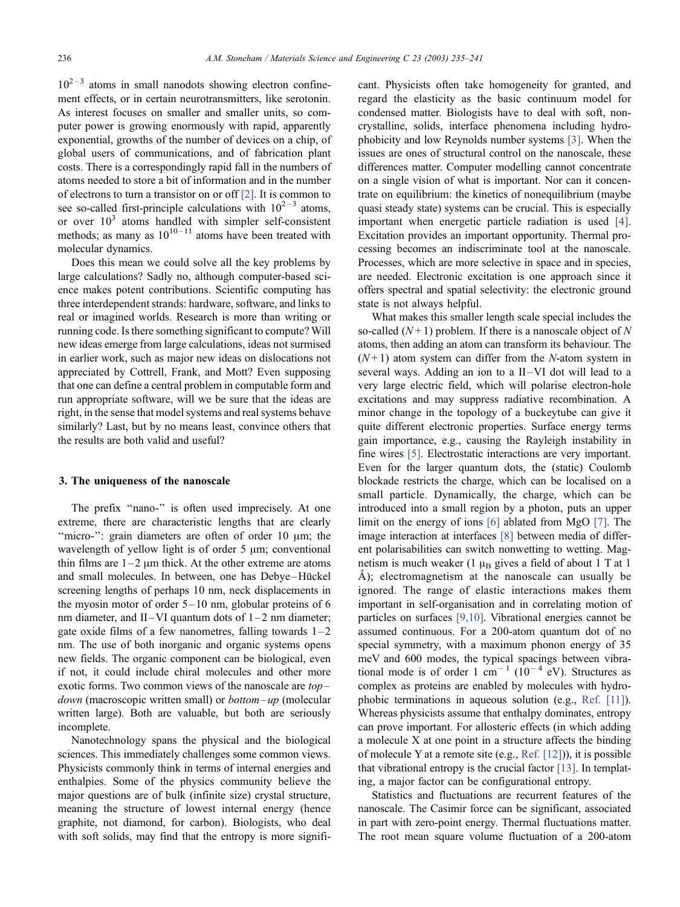$10^{2-3}$ atoms in small nanodots showing electron confinement effects, or in certain neurotransmitters, like serotonin. As interest focuses on smaller and smaller units, so computer power is growing enormously with rapid, apparently exponential, growths of the number of devices on a chip, of global users of communications, and of fabrication plant costs. There is a correspondingly rapid fall in the numbers of atoms needed to store a bit of information and in the number of electrons to turn a transistor on or off [2]. It is common to see so-called first-principle calculations with $10^{2-3}$ atoms, or over $10^3$ atoms handled with simpler self-consistent methods; as many as $10^{10-11}$ atoms have been treated with molecular dynamics.

Does this mean we could solve all the key problems by large calculations? Sadly no, although computer-based science makes potent contributions. Scientific computing has three interdependent strands: hardware, software, and links to real or imagined worlds. Research is more than writing or running code. Is there something significant to compute? Will new ideas emerge from large calculations, ideas not surmised in earlier work, such as major new ideas on dislocations not appreciated by Cottrell, Frank, and Mott? Even supposing that one can define a central problem in computable form and run appropriate software, will we be sure that the ideas are right, in the sense that model systems and real systems behave similarly? Last, but by no means least, convince others that the results are both valid and useful?

## 3. The uniqueness of the nanoscale

The prefix "nano-" is often used imprecisely. At one extreme, there are characteristic lengths that are clearly "micro-": grain diameters are often of order 10 μm; the wavelength of yellow light is of order 5 μm; conventional thin films are 1–2 μm thick. At the other extreme are atoms and small molecules. In between, one has Debye–Hückel screening lengths of perhaps 10 nm, neck displacements in the myosin motor of order 5–10 nm, globular proteins of 6 nm diameter, and II–VI quantum dots of 1–2 nm diameter; gate oxide films of a few nanometres, falling towards 1–2 nm. The use of both inorganic and organic systems opens new fields. The organic component can be biological, even if not, it could include chiral molecules and other more exotic forms. Two common views of the nanoscale are *top–down* (macroscopic written small) or *bottom–up* (molecular written large). Both are valuable, but both are seriously incomplete.

Nanotechnology spans the physical and the biological sciences. This immediately challenges some common views. Physicists commonly think in terms of internal energies and enthalpies. Some of the physics community believe the major questions are of bulk (infinite size) crystal structure, meaning the structure of lowest internal energy (hence graphite, not diamond, for carbon). Biologists, who deal with soft solids, may find that the entropy is more significant. Physicists often take homogeneity for granted, and regard the elasticity as the basic continuum model for condensed matter. Biologists have to deal with soft, non-crystalline, solids, interface phenomena including hydrophobicity and low Reynolds number systems [3]. When the issues are ones of structural control on the nanoscale, these differences matter. Computer modelling cannot concentrate on a single vision of what is important. Nor can it concentrate on equilibrium: the kinetics of nonequilibrium (maybe quasi steady state) systems can be crucial. This is especially important when energetic particle radiation is used [4]. Excitation provides an important opportunity. Thermal processing becomes an indiscriminate tool at the nanoscale. Processes, which are more selective in space and in species, are needed. Electronic excitation is one approach since it offers spectral and spatial selectivity: the electronic ground state is not always helpful.

What makes this smaller length scale special includes the so-called $(N+1)$ problem. If there is a nanoscale object of $N$ atoms, then adding an atom can transform its behaviour. The $(N+1)$ atom system can differ from the $N$-atom system in several ways. Adding an ion to a II–VI dot will lead to a very large electric field, which will polarise electron-hole excitations and may suppress radiative recombination. A minor change in the topology of a buckeytube can give it quite different electronic properties. Surface energy terms gain importance, e.g., causing the Rayleigh instability in fine wires [5]. Electrostatic interactions are very important. Even for the larger quantum dots, the (static) Coulomb blockade restricts the charge, which can be localised on a small particle. Dynamically, the charge, which can be introduced into a small region by a photon, puts an upper limit on the energy of ions [6] ablated from MgO [7]. The image interaction at interfaces [8] between media of different polarisabilities can switch nonwetting to wetting. Magnetism is much weaker (1 $\mu_B$ gives a field of about 1 T at 1 Å); electromagnetism at the nanoscale can usually be ignored. The range of elastic interactions makes them important in self-organisation and in correlating motion of particles on surfaces [9,10]. Vibrational energies cannot be assumed continuous. For a 200-atom quantum dot of no special symmetry, with a maximum phonon energy of 35 meV and 600 modes, the typical spacings between vibrational mode is of order 1 $cm^{-1}$ ($10^{-4}$ eV). Structures as complex as proteins are enabled by molecules with hydrophobic terminations in aqueous solution (e.g., Ref. [11]). Whereas physicists assume that enthalpy dominates, entropy can prove important. For allosteric effects (in which adding a molecule X at one point in a structure affects the binding of molecule Y at a remote site (e.g., Ref. [12])), it is possible that vibrational entropy is the crucial factor [13]. In templating, a major factor can be configurational entropy.

Statistics and fluctuations are recurrent features of the nanoscale. The Casimir force can be significant, associated in part with zero-point energy. Thermal fluctuations matter. The root mean square volume fluctuation of a 200-atom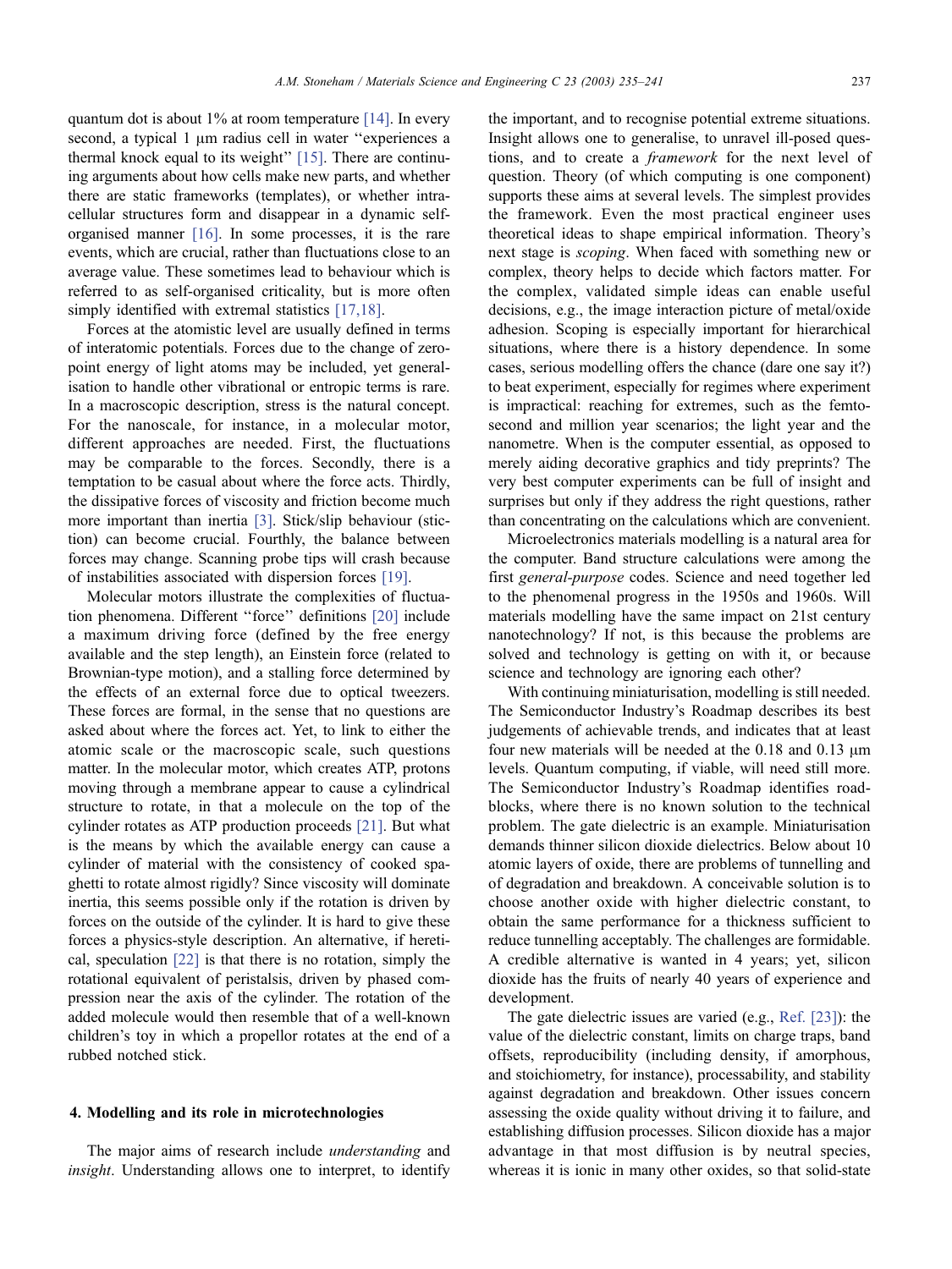quantum dot is about 1% at room temperature [14]. In every second, a typical 1 μm radius cell in water ''experiences a thermal knock equal to its weight'' [15]. There are continuing arguments about how cells make new parts, and whether there are static frameworks (templates), or whether intracellular structures form and disappear in a dynamic self-organised manner [16]. In some processes, it is the rare events, which are crucial, rather than fluctuations close to an average value. These sometimes lead to behaviour which is referred to as self-organised criticality, but is more often simply identified with extremal statistics [17,18].

Forces at the atomistic level are usually defined in terms of interatomic potentials. Forces due to the change of zero-point energy of light atoms may be included, yet generalisation to handle other vibrational or entropic terms is rare. In a macroscopic description, stress is the natural concept. For the nanoscale, for instance, in a molecular motor, different approaches are needed. First, the fluctuations may be comparable to the forces. Secondly, there is a temptation to be casual about where the force acts. Thirdly, the dissipative forces of viscosity and friction become much more important than inertia [3]. Stick/slip behaviour (stiction) can become crucial. Fourthly, the balance between forces may change. Scanning probe tips will crash because of instabilities associated with dispersion forces [19].

Molecular motors illustrate the complexities of fluctuation phenomena. Different ''force'' definitions [20] include a maximum driving force (defined by the free energy available and the step length), an Einstein force (related to Brownian-type motion), and a stalling force determined by the effects of an external force due to optical tweezers. These forces are formal, in the sense that no questions are asked about where the forces act. Yet, to link to either the atomic scale or the macroscopic scale, such questions matter. In the molecular motor, which creates ATP, protons moving through a membrane appear to cause a cylindrical structure to rotate, in that a molecule on the top of the cylinder rotates as ATP production proceeds [21]. But what is the means by which the available energy can cause a cylinder of material with the consistency of cooked spaghetti to rotate almost rigidly? Since viscosity will dominate inertia, this seems possible only if the rotation is driven by forces on the outside of the cylinder. It is hard to give these forces a physics-style description. An alternative, if heretical, speculation [22] is that there is no rotation, simply the rotational equivalent of peristalsis, driven by phased compression near the axis of the cylinder. The rotation of the added molecule would then resemble that of a well-known children's toy in which a propellor rotates at the end of a rubbed notched stick.

## 4. Modelling and its role in microtechnologies

The major aims of research include *understanding* and *insight*. Understanding allows one to interpret, to identify the important, and to recognise potential extreme situations. Insight allows one to generalise, to unravel ill-posed questions, and to create a *framework* for the next level of question. Theory (of which computing is one component) supports these aims at several levels. The simplest provides the framework. Even the most practical engineer uses theoretical ideas to shape empirical information. Theory's next stage is *scoping*. When faced with something new or complex, theory helps to decide which factors matter. For the complex, validated simple ideas can enable useful decisions, e.g., the image interaction picture of metal/oxide adhesion. Scoping is especially important for hierarchical situations, where there is a history dependence. In some cases, serious modelling offers the chance (dare one say it?) to beat experiment, especially for regimes where experiment is impractical: reaching for extremes, such as the femtosecond and million year scenarios; the light year and the nanometre. When is the computer essential, as opposed to merely aiding decorative graphics and tidy preprints? The very best computer experiments can be full of insight and surprises but only if they address the right questions, rather than concentrating on the calculations which are convenient.

Microelectronics materials modelling is a natural area for the computer. Band structure calculations were among the first *general-purpose* codes. Science and need together led to the phenomenal progress in the 1950s and 1960s. Will materials modelling have the same impact on 21st century nanotechnology? If not, is this because the problems are solved and technology is getting on with it, or because science and technology are ignoring each other?

With continuing miniaturisation, modelling is still needed. The Semiconductor Industry's Roadmap describes its best judgements of achievable trends, and indicates that at least four new materials will be needed at the 0.18 and 0.13 μm levels. Quantum computing, if viable, will need still more. The Semiconductor Industry's Roadmap identifies roadblocks, where there is no known solution to the technical problem. The gate dielectric is an example. Miniaturisation demands thinner silicon dioxide dielectrics. Below about 10 atomic layers of oxide, there are problems of tunnelling and of degradation and breakdown. A conceivable solution is to choose another oxide with higher dielectric constant, to obtain the same performance for a thickness sufficient to reduce tunnelling acceptably. The challenges are formidable. A credible alternative is wanted in 4 years; yet, silicon dioxide has the fruits of nearly 40 years of experience and development.

The gate dielectric issues are varied (e.g., Ref. [23]): the value of the dielectric constant, limits on charge traps, band offsets, reproducibility (including density, if amorphous, and stoichiometry, for instance), processability, and stability against degradation and breakdown. Other issues concern assessing the oxide quality without driving it to failure, and establishing diffusion processes. Silicon dioxide has a major advantage in that most diffusion is by neutral species, whereas it is ionic in many other oxides, so that solid-state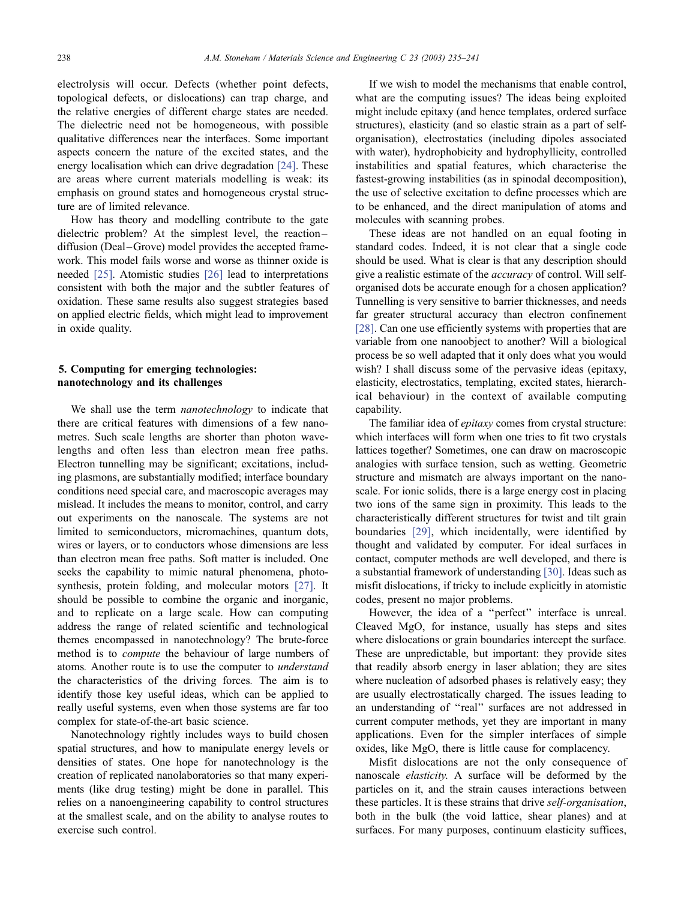electrolysis will occur. Defects (whether point defects, topological defects, or dislocations) can trap charge, and the relative energies of different charge states are needed. The dielectric need not be homogeneous, with possible qualitative differences near the interfaces. Some important aspects concern the nature of the excited states, and the energy localisation which can drive degradation [24]. These are areas where current materials modelling is weak: its emphasis on ground states and homogeneous crystal structure are of limited relevance.

How has theory and modelling contribute to the gate dielectric problem? At the simplest level, the reaction–diffusion (Deal–Grove) model provides the accepted framework. This model fails worse and worse as thinner oxide is needed [25]. Atomistic studies [26] lead to interpretations consistent with both the major and the subtler features of oxidation. These same results also suggest strategies based on applied electric fields, which might lead to improvement in oxide quality.

## 5. Computing for emerging technologies: nanotechnology and its challenges

We shall use the term *nanotechnology* to indicate that there are critical features with dimensions of a few nanometres. Such scale lengths are shorter than photon wavelengths and often less than electron mean free paths. Electron tunnelling may be significant; excitations, including plasmons, are substantially modified; interface boundary conditions need special care, and macroscopic averages may mislead. It includes the means to monitor, control, and carry out experiments on the nanoscale. The systems are not limited to semiconductors, micromachines, quantum dots, wires or layers, or to conductors whose dimensions are less than electron mean free paths. Soft matter is included. One seeks the capability to mimic natural phenomena, photosynthesis, protein folding, and molecular motors [27]. It should be possible to combine the organic and inorganic, and to replicate on a large scale. How can computing address the range of related scientific and technological themes encompassed in nanotechnology? The brute-force method is to *compute* the behaviour of large numbers of atoms. Another route is to use the computer to *understand* the characteristics of the driving forces. The aim is to identify those key useful ideas, which can be applied to really useful systems, even when those systems are far too complex for state-of-the-art basic science.

Nanotechnology rightly includes ways to build chosen spatial structures, and how to manipulate energy levels or densities of states. One hope for nanotechnology is the creation of replicated nanolaboratories so that many experiments (like drug testing) might be done in parallel. This relies on a nanoengineering capability to control structures at the smallest scale, and on the ability to analyse routes to exercise such control.

If we wish to model the mechanisms that enable control, what are the computing issues? The ideas being exploited might include epitaxy (and hence templates, ordered surface structures), elasticity (and so elastic strain as a part of self-organisation), electrostatics (including dipoles associated with water), hydrophobicity and hydrophyllicity, controlled instabilities and spatial features, which characterise the fastest-growing instabilities (as in spinodal decomposition), the use of selective excitation to define processes which are to be enhanced, and the direct manipulation of atoms and molecules with scanning probes.

These ideas are not handled on an equal footing in standard codes. Indeed, it is not clear that a single code should be used. What is clear is that any description should give a realistic estimate of the *accuracy* of control. Will self-organised dots be accurate enough for a chosen application? Tunnelling is very sensitive to barrier thicknesses, and needs far greater structural accuracy than electron confinement [28]. Can one use efficiently systems with properties that are variable from one nanoobject to another? Will a biological process be so well adapted that it only does what you would wish? I shall discuss some of the pervasive ideas (epitaxy, elasticity, electrostatics, templating, excited states, hierarchical behaviour) in the context of available computing capability.

The familiar idea of *epitaxy* comes from crystal structure: which interfaces will form when one tries to fit two crystals lattices together? Sometimes, one can draw on macroscopic analogies with surface tension, such as wetting. Geometric structure and mismatch are always important on the nanoscale. For ionic solids, there is a large energy cost in placing two ions of the same sign in proximity. This leads to the characteristically different structures for twist and tilt grain boundaries [29], which incidentally, were identified by thought and validated by computer. For ideal surfaces in contact, computer methods are well developed, and there is a substantial framework of understanding [30]. Ideas such as misfit dislocations, if tricky to include explicitly in atomistic codes, present no major problems.

However, the idea of a "perfect" interface is unreal. Cleaved MgO, for instance, usually has steps and sites where dislocations or grain boundaries intercept the surface. These are unpredictable, but important: they provide sites that readily absorb energy in laser ablation; they are sites where nucleation of adsorbed phases is relatively easy; they are usually electrostatically charged. The issues leading to an understanding of "real" surfaces are not addressed in current computer methods, yet they are important in many applications. Even for the simpler interfaces of simple oxides, like MgO, there is little cause for complacency.

Misfit dislocations are not the only consequence of nanoscale *elasticity*. A surface will be deformed by the particles on it, and the strain causes interactions between these particles. It is these strains that drive *self-organisation*, both in the bulk (the void lattice, shear planes) and at surfaces. For many purposes, continuum elasticity suffices,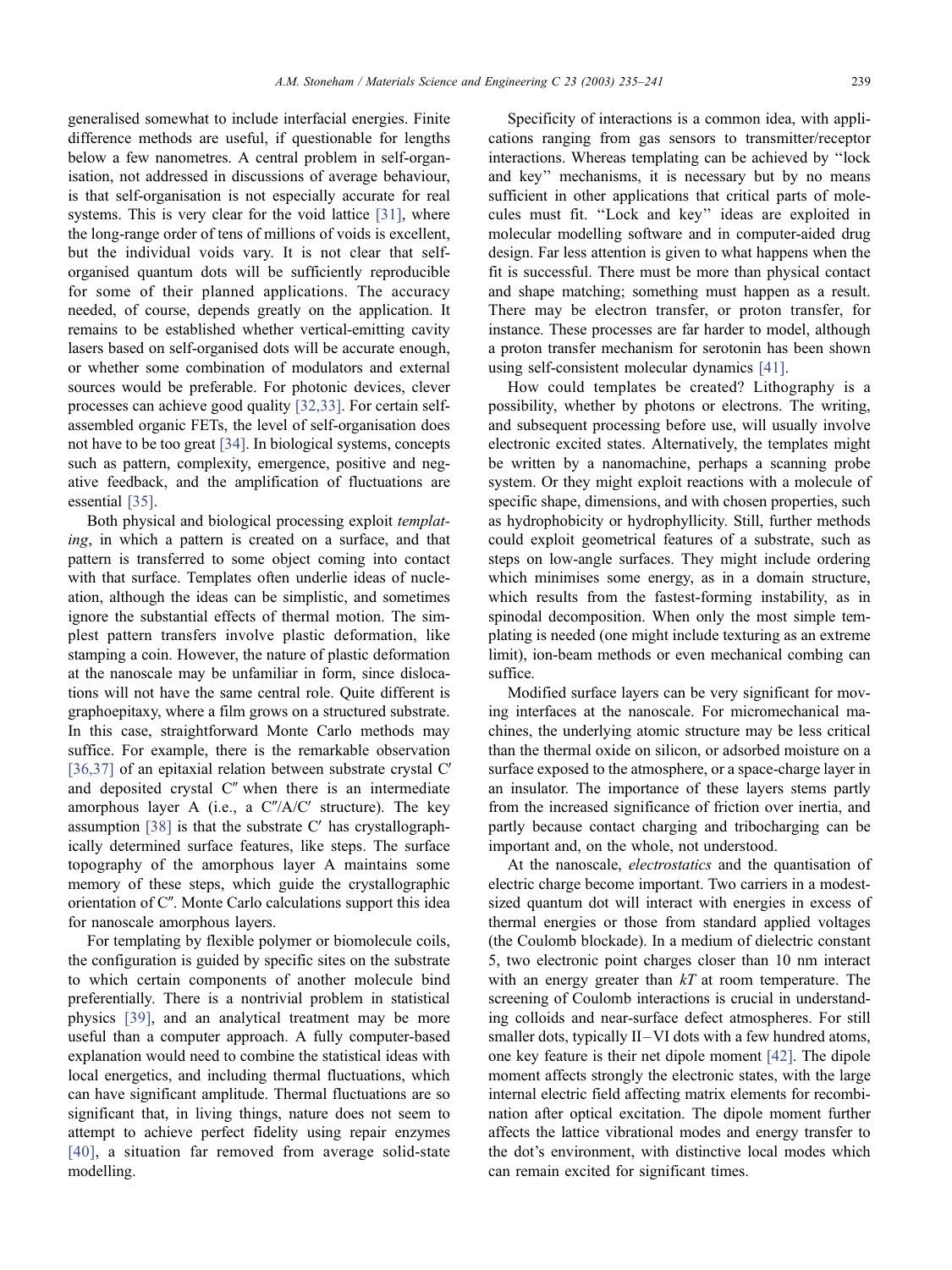generalised somewhat to include interfacial energies. Finite difference methods are useful, if questionable for lengths below a few nanometres. A central problem in self-organisation, not addressed in discussions of average behaviour, is that self-organisation is not especially accurate for real systems. This is very clear for the void lattice [31], where the long-range order of tens of millions of voids is excellent, but the individual voids vary. It is not clear that self-organised quantum dots will be sufficiently reproducible for some of their planned applications. The accuracy needed, of course, depends greatly on the application. It remains to be established whether vertical-emitting cavity lasers based on self-organised dots will be accurate enough, or whether some combination of modulators and external sources would be preferable. For photonic devices, clever processes can achieve good quality [32,33]. For certain self-assembled organic FETs, the level of self-organisation does not have to be too great [34]. In biological systems, concepts such as pattern, complexity, emergence, positive and negative feedback, and the amplification of fluctuations are essential [35].

Both physical and biological processing exploit *templating*, in which a pattern is created on a surface, and that pattern is transferred to some object coming into contact with that surface. Templates often underlie ideas of nucleation, although the ideas can be simplistic, and sometimes ignore the substantial effects of thermal motion. The simplest pattern transfers involve plastic deformation, like stamping a coin. However, the nature of plastic deformation at the nanoscale may be unfamiliar in form, since dislocations will not have the same central role. Quite different is graphoepitaxy, where a film grows on a structured substrate. In this case, straightforward Monte Carlo methods may suffice. For example, there is the remarkable observation [36,37] of an epitaxial relation between substrate crystal C′ and deposited crystal C″ when there is an intermediate amorphous layer A (i.e., a C″/A/C′ structure). The key assumption [38] is that the substrate C′ has crystallographically determined surface features, like steps. The surface topography of the amorphous layer A maintains some memory of these steps, which guide the crystallographic orientation of C″. Monte Carlo calculations support this idea for nanoscale amorphous layers.

For templating by flexible polymer or biomolecule coils, the configuration is guided by specific sites on the substrate to which certain components of another molecule bind preferentially. There is a nontrivial problem in statistical physics [39], and an analytical treatment may be more useful than a computer approach. A fully computer-based explanation would need to combine the statistical ideas with local energetics, and including thermal fluctuations, which can have significant amplitude. Thermal fluctuations are so significant that, in living things, nature does not seem to attempt to achieve perfect fidelity using repair enzymes [40], a situation far removed from average solid-state modelling.

Specificity of interactions is a common idea, with applications ranging from gas sensors to transmitter/receptor interactions. Whereas templating can be achieved by "lock and key" mechanisms, it is necessary but by no means sufficient in other applications that critical parts of molecules must fit. "Lock and key" ideas are exploited in molecular modelling software and in computer-aided drug design. Far less attention is given to what happens when the fit is successful. There must be more than physical contact and shape matching; something must happen as a result. There may be electron transfer, or proton transfer, for instance. These processes are far harder to model, although a proton transfer mechanism for serotonin has been shown using self-consistent molecular dynamics [41].

How could templates be created? Lithography is a possibility, whether by photons or electrons. The writing, and subsequent processing before use, will usually involve electronic excited states. Alternatively, the templates might be written by a nanomachine, perhaps a scanning probe system. Or they might exploit reactions with a molecule of specific shape, dimensions, and with chosen properties, such as hydrophobicity or hydrophyllicity. Still, further methods could exploit geometrical features of a substrate, such as steps on low-angle surfaces. They might include ordering which minimises some energy, as in a domain structure, which results from the fastest-forming instability, as in spinodal decomposition. When only the most simple templating is needed (one might include texturing as an extreme limit), ion-beam methods or even mechanical combing can suffice.

Modified surface layers can be very significant for moving interfaces at the nanoscale. For micromechanical machines, the underlying atomic structure may be less critical than the thermal oxide on silicon, or adsorbed moisture on a surface exposed to the atmosphere, or a space-charge layer in an insulator. The importance of these layers stems partly from the increased significance of friction over inertia, and partly because contact charging and tribocharging can be important and, on the whole, not understood.

At the nanoscale, *electrostatics* and the quantisation of electric charge become important. Two carriers in a modest-sized quantum dot will interact with energies in excess of thermal energies or those from standard applied voltages (the Coulomb blockade). In a medium of dielectric constant 5, two electronic point charges closer than 10 nm interact with an energy greater than $kT$ at room temperature. The screening of Coulomb interactions is crucial in understanding colloids and near-surface defect atmospheres. For still smaller dots, typically II–VI dots with a few hundred atoms, one key feature is their net dipole moment [42]. The dipole moment affects strongly the electronic states, with the large internal electric field affecting matrix elements for recombination after optical excitation. The dipole moment further affects the lattice vibrational modes and energy transfer to the dot's environment, with distinctive local modes which can remain excited for significant times.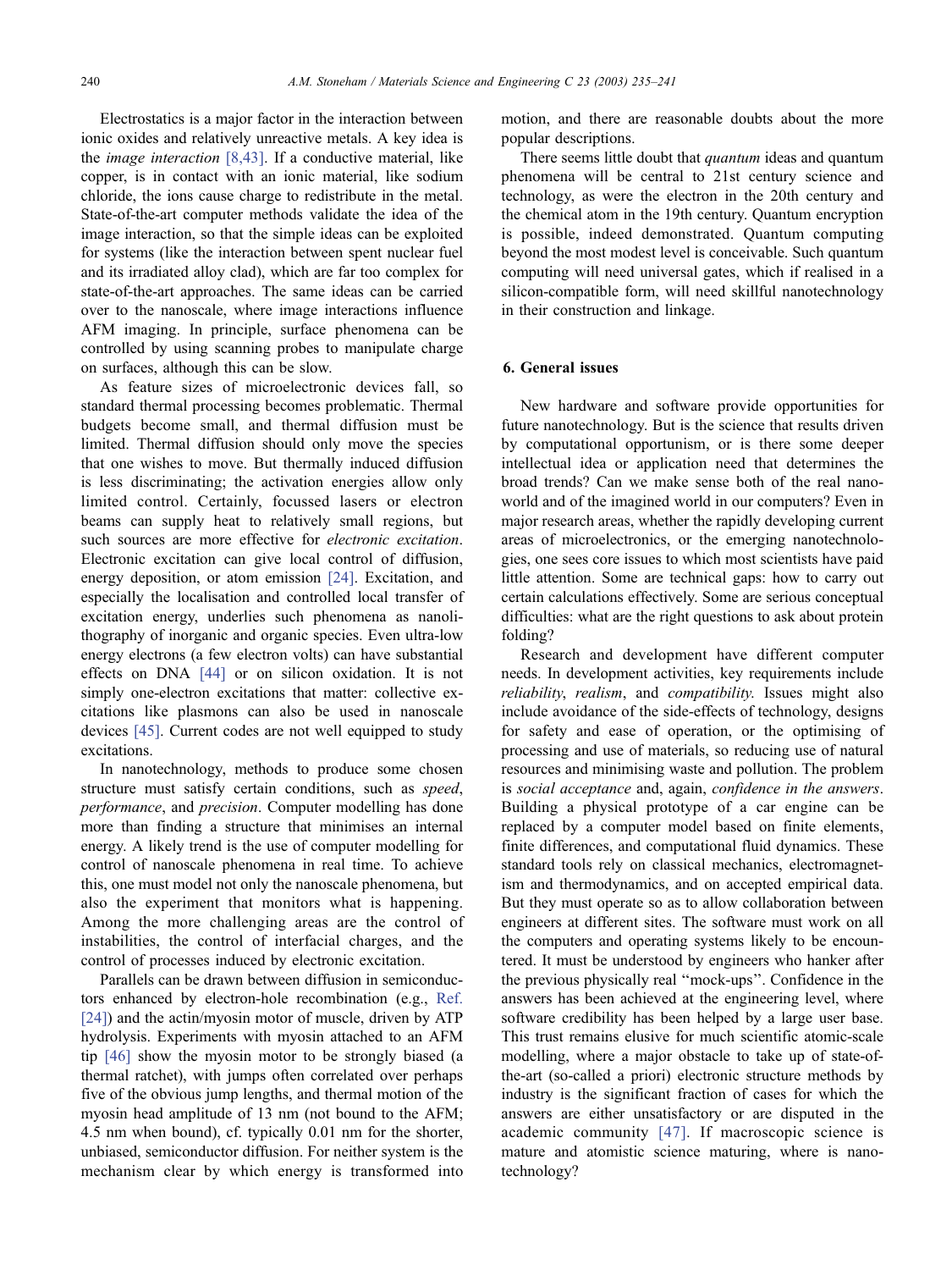Electrostatics is a major factor in the interaction between ionic oxides and relatively unreactive metals. A key idea is the *image interaction* [8,43]. If a conductive material, like copper, is in contact with an ionic material, like sodium chloride, the ions cause charge to redistribute in the metal. State-of-the-art computer methods validate the idea of the image interaction, so that the simple ideas can be exploited for systems (like the interaction between spent nuclear fuel and its irradiated alloy clad), which are far too complex for state-of-the-art approaches. The same ideas can be carried over to the nanoscale, where image interactions influence AFM imaging. In principle, surface phenomena can be controlled by using scanning probes to manipulate charge on surfaces, although this can be slow.

As feature sizes of microelectronic devices fall, so standard thermal processing becomes problematic. Thermal budgets become small, and thermal diffusion must be limited. Thermal diffusion should only move the species that one wishes to move. But thermally induced diffusion is less discriminating; the activation energies allow only limited control. Certainly, focussed lasers or electron beams can supply heat to relatively small regions, but such sources are more effective for *electronic excitation*. Electronic excitation can give local control of diffusion, energy deposition, or atom emission [24]. Excitation, and especially the localisation and controlled local transfer of excitation energy, underlies such phenomena as nanolithography of inorganic and organic species. Even ultra-low energy electrons (a few electron volts) can have substantial effects on DNA [44] or on silicon oxidation. It is not simply one-electron excitations that matter: collective excitations like plasmons can also be used in nanoscale devices [45]. Current codes are not well equipped to study excitations.

In nanotechnology, methods to produce some chosen structure must satisfy certain conditions, such as *speed*, *performance*, and *precision*. Computer modelling has done more than finding a structure that minimises an internal energy. A likely trend is the use of computer modelling for control of nanoscale phenomena in real time. To achieve this, one must model not only the nanoscale phenomena, but also the experiment that monitors what is happening. Among the more challenging areas are the control of instabilities, the control of interfacial charges, and the control of processes induced by electronic excitation.

Parallels can be drawn between diffusion in semiconductors enhanced by electron-hole recombination (e.g., Ref. [24]) and the actin/myosin motor of muscle, driven by ATP hydrolysis. Experiments with myosin attached to an AFM tip [46] show the myosin motor to be strongly biased (a thermal ratchet), with jumps often correlated over perhaps five of the obvious jump lengths, and thermal motion of the myosin head amplitude of 13 nm (not bound to the AFM; 4.5 nm when bound), cf. typically 0.01 nm for the shorter, unbiased, semiconductor diffusion. For neither system is the mechanism clear by which energy is transformed into motion, and there are reasonable doubts about the more popular descriptions.

There seems little doubt that *quantum* ideas and quantum phenomena will be central to 21st century science and technology, as were the electron in the 20th century and the chemical atom in the 19th century. Quantum encryption is possible, indeed demonstrated. Quantum computing beyond the most modest level is conceivable. Such quantum computing will need universal gates, which if realised in a silicon-compatible form, will need skillful nanotechnology in their construction and linkage.

## 6. General issues

New hardware and software provide opportunities for future nanotechnology. But is the science that results driven by computational opportunism, or is there some deeper intellectual idea or application need that determines the broad trends? Can we make sense both of the real nanoworld and of the imagined world in our computers? Even in major research areas, whether the rapidly developing current areas of microelectronics, or the emerging nanotechnologies, one sees core issues to which most scientists have paid little attention. Some are technical gaps: how to carry out certain calculations effectively. Some are serious conceptual difficulties: what are the right questions to ask about protein folding?

Research and development have different computer needs. In development activities, key requirements include *reliability*, *realism*, and *compatibility.* Issues might also include avoidance of the side-effects of technology, designs for safety and ease of operation, or the optimising of processing and use of materials, so reducing use of natural resources and minimising waste and pollution. The problem is *social acceptance* and, again, *confidence in the answers*. Building a physical prototype of a car engine can be replaced by a computer model based on finite elements, finite differences, and computational fluid dynamics. These standard tools rely on classical mechanics, electromagnetism and thermodynamics, and on accepted empirical data. But they must operate so as to allow collaboration between engineers at different sites. The software must work on all the computers and operating systems likely to be encountered. It must be understood by engineers who hanker after the previous physically real "mock-ups". Confidence in the answers has been achieved at the engineering level, where software credibility has been helped by a large user base. This trust remains elusive for much scientific atomic-scale modelling, where a major obstacle to take up of state-of-the-art (so-called a priori) electronic structure methods by industry is the significant fraction of cases for which the answers are either unsatisfactory or are disputed in the academic community [47]. If macroscopic science is mature and atomistic science maturing, where is nanotechnology?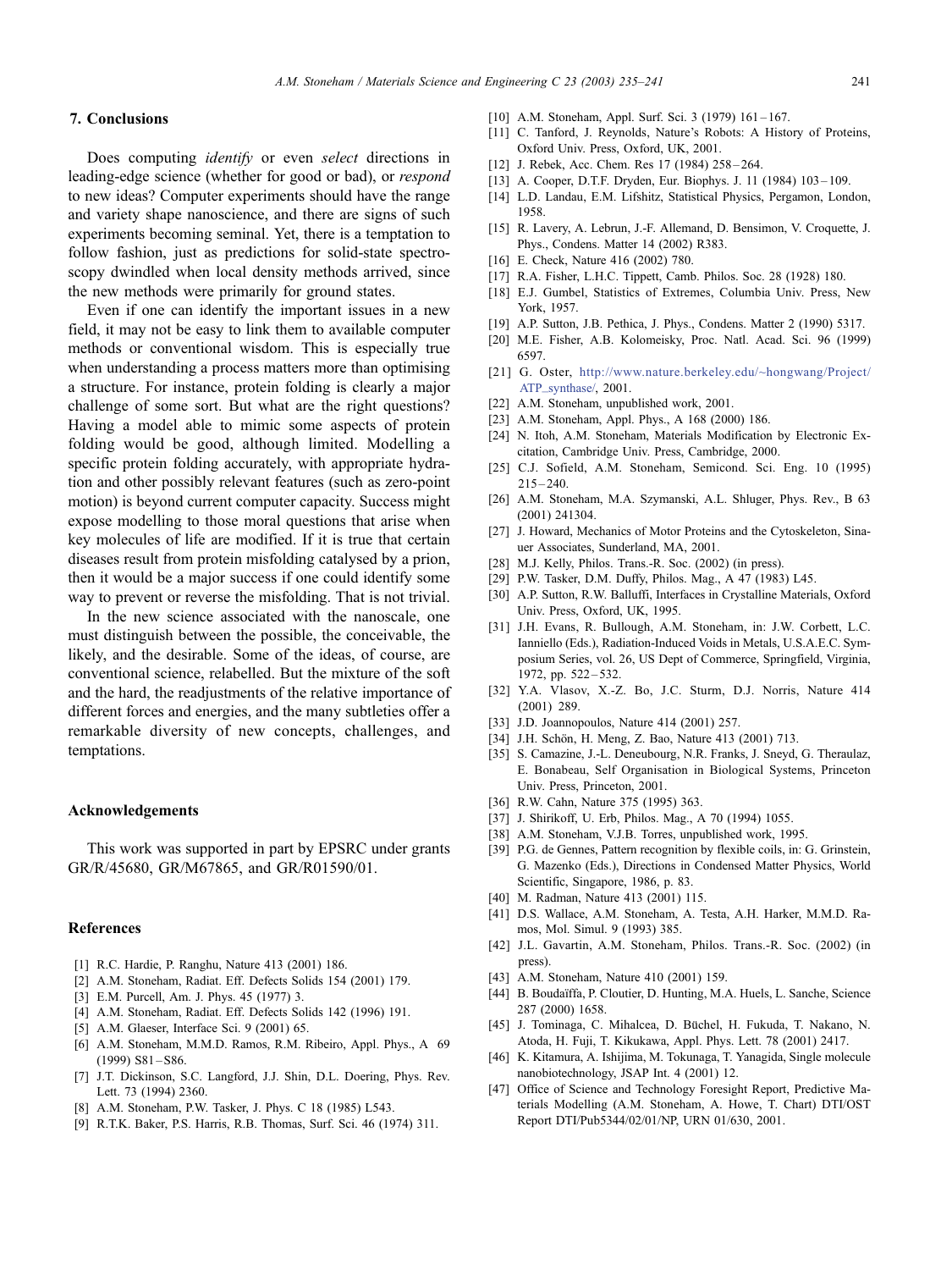## 7. Conclusions

Does computing *identify* or even *select* directions in leading-edge science (whether for good or bad), or *respond* to new ideas? Computer experiments should have the range and variety shape nanoscience, and there are signs of such experiments becoming seminal. Yet, there is a temptation to follow fashion, just as predictions for solid-state spectroscopy dwindled when local density methods arrived, since the new methods were primarily for ground states.

Even if one can identify the important issues in a new field, it may not be easy to link them to available computer methods or conventional wisdom. This is especially true when understanding a process matters more than optimising a structure. For instance, protein folding is clearly a major challenge of some sort. But what are the right questions? Having a model able to mimic some aspects of protein folding would be good, although limited. Modelling a specific protein folding accurately, with appropriate hydration and other possibly relevant features (such as zero-point motion) is beyond current computer capacity. Success might expose modelling to those moral questions that arise when key molecules of life are modified. If it is true that certain diseases result from protein misfolding catalysed by a prion, then it would be a major success if one could identify some way to prevent or reverse the misfolding. That is not trivial.

In the new science associated with the nanoscale, one must distinguish between the possible, the conceivable, the likely, and the desirable. Some of the ideas, of course, are conventional science, relabelled. But the mixture of the soft and the hard, the readjustments of the relative importance of different forces and energies, and the many subtleties offer a remarkable diversity of new concepts, challenges, and temptations.

## Acknowledgements

This work was supported in part by EPSRC under grants GR/R/45680, GR/M67865, and GR/R01590/01.

## References

[1] R.C. Hardie, P. Ranghu, Nature 413 (2001) 186.
[2] A.M. Stoneham, Radiat. Eff. Defects Solids 154 (2001) 179.
[3] E.M. Purcell, Am. J. Phys. 45 (1977) 3.
[4] A.M. Stoneham, Radiat. Eff. Defects Solids 142 (1996) 191.
[5] A.M. Glaeser, Interface Sci. 9 (2001) 65.
[6] A.M. Stoneham, M.M.D. Ramos, R.M. Ribeiro, Appl. Phys., A 69 (1999) S81–S86.
[7] J.T. Dickinson, S.C. Langford, J.J. Shin, D.L. Doering, Phys. Rev. Lett. 73 (1994) 2360.
[8] A.M. Stoneham, P.W. Tasker, J. Phys. C 18 (1985) L543.
[9] R.T.K. Baker, P.S. Harris, R.B. Thomas, Surf. Sci. 46 (1974) 311.
[10] A.M. Stoneham, Appl. Surf. Sci. 3 (1979) 161–167.
[11] C. Tanford, J. Reynolds, Nature's Robots: A History of Proteins, Oxford Univ. Press, Oxford, UK, 2001.
[12] J. Rebek, Acc. Chem. Res 17 (1984) 258–264.
[13] A. Cooper, D.T.F. Dryden, Eur. Biophys. J. 11 (1984) 103–109.
[14] L.D. Landau, E.M. Lifshitz, Statistical Physics, Pergamon, London, 1958.
[15] R. Lavery, A. Lebrun, J.-F. Allemand, D. Bensimon, V. Croquette, J. Phys., Condens. Matter 14 (2002) R383.
[16] E. Check, Nature 416 (2002) 780.
[17] R.A. Fisher, L.H.C. Tippett, Camb. Philos. Soc. 28 (1928) 180.
[18] E.J. Gumbel, Statistics of Extremes, Columbia Univ. Press, New York, 1957.
[19] A.P. Sutton, J.B. Pethica, J. Phys., Condens. Matter 2 (1990) 5317.
[20] M.E. Fisher, A.B. Kolomeisky, Proc. Natl. Acad. Sci. 96 (1999) 6597.
[21] G. Oster, http://www.nature.berkeley.edu/~hongwang/Project/ATP_synthase/, 2001.
[22] A.M. Stoneham, unpublished work, 2001.
[23] A.M. Stoneham, Appl. Phys., A 168 (2000) 186.
[24] N. Itoh, A.M. Stoneham, Materials Modification by Electronic Excitation, Cambridge Univ. Press, Cambridge, 2000.
[25] C.J. Sofield, A.M. Stoneham, Semicond. Sci. Eng. 10 (1995) 215–240.
[26] A.M. Stoneham, M.A. Szymanski, A.L. Shluger, Phys. Rev., B 63 (2001) 241304.
[27] J. Howard, Mechanics of Motor Proteins and the Cytoskeleton, Sinauer Associates, Sunderland, MA, 2001.
[28] M.J. Kelly, Philos. Trans.-R. Soc. (2002) (in press).
[29] P.W. Tasker, D.M. Duffy, Philos. Mag., A 47 (1983) L45.
[30] A.P. Sutton, R.W. Balluffi, Interfaces in Crystalline Materials, Oxford Univ. Press, Oxford, UK, 1995.
[31] J.H. Evans, R. Bullough, A.M. Stoneham, in: J.W. Corbett, L.C. Ianniello (Eds.), Radiation-Induced Voids in Metals, U.S.A.E.C. Symposium Series, vol. 26, US Dept of Commerce, Springfield, Virginia, 1972, pp. 522–532.
[32] Y.A. Vlasov, X.-Z. Bo, J.C. Sturm, D.J. Norris, Nature 414 (2001) 289.
[33] J.D. Joannopoulos, Nature 414 (2001) 257.
[34] J.H. Schön, H. Meng, Z. Bao, Nature 413 (2001) 713.
[35] S. Camazine, J.-L. Deneubourg, N.R. Franks, J. Sneyd, G. Theraulaz, E. Bonabeau, Self Organisation in Biological Systems, Princeton Univ. Press, Princeton, 2001.
[36] R.W. Cahn, Nature 375 (1995) 363.
[37] J. Shirikoff, U. Erb, Philos. Mag., A 70 (1994) 1055.
[38] A.M. Stoneham, V.J.B. Torres, unpublished work, 1995.
[39] P.G. de Gennes, Pattern recognition by flexible coils, in: G. Grinstein, G. Mazenko (Eds.), Directions in Condensed Matter Physics, World Scientific, Singapore, 1986, p. 83.
[40] M. Radman, Nature 413 (2001) 115.
[41] D.S. Wallace, A.M. Stoneham, A. Testa, A.H. Harker, M.M.D. Ramos, Mol. Simul. 9 (1993) 385.
[42] J.L. Gavartin, A.M. Stoneham, Philos. Trans.-R. Soc. (2002) (in press).
[43] A.M. Stoneham, Nature 410 (2001) 159.
[44] B. Boudaïffa, P. Cloutier, D. Hunting, M.A. Huels, L. Sanche, Science 287 (2000) 1658.
[45] J. Tominaga, C. Mihalcea, D. Büchel, H. Fukuda, T. Nakano, N. Atoda, H. Fuji, T. Kikukawa, Appl. Phys. Lett. 78 (2001) 2417.
[46] K. Kitamura, A. Ishijima, M. Tokunaga, T. Yanagida, Single molecule nanobiotechnology, JSAP Int. 4 (2001) 12.
[47] Office of Science and Technology Foresight Report, Predictive Materials Modelling (A.M. Stoneham, A. Howe, T. Chart) DTI/OST Report DTI/Pub5344/02/01/NP, URN 01/630, 2001.